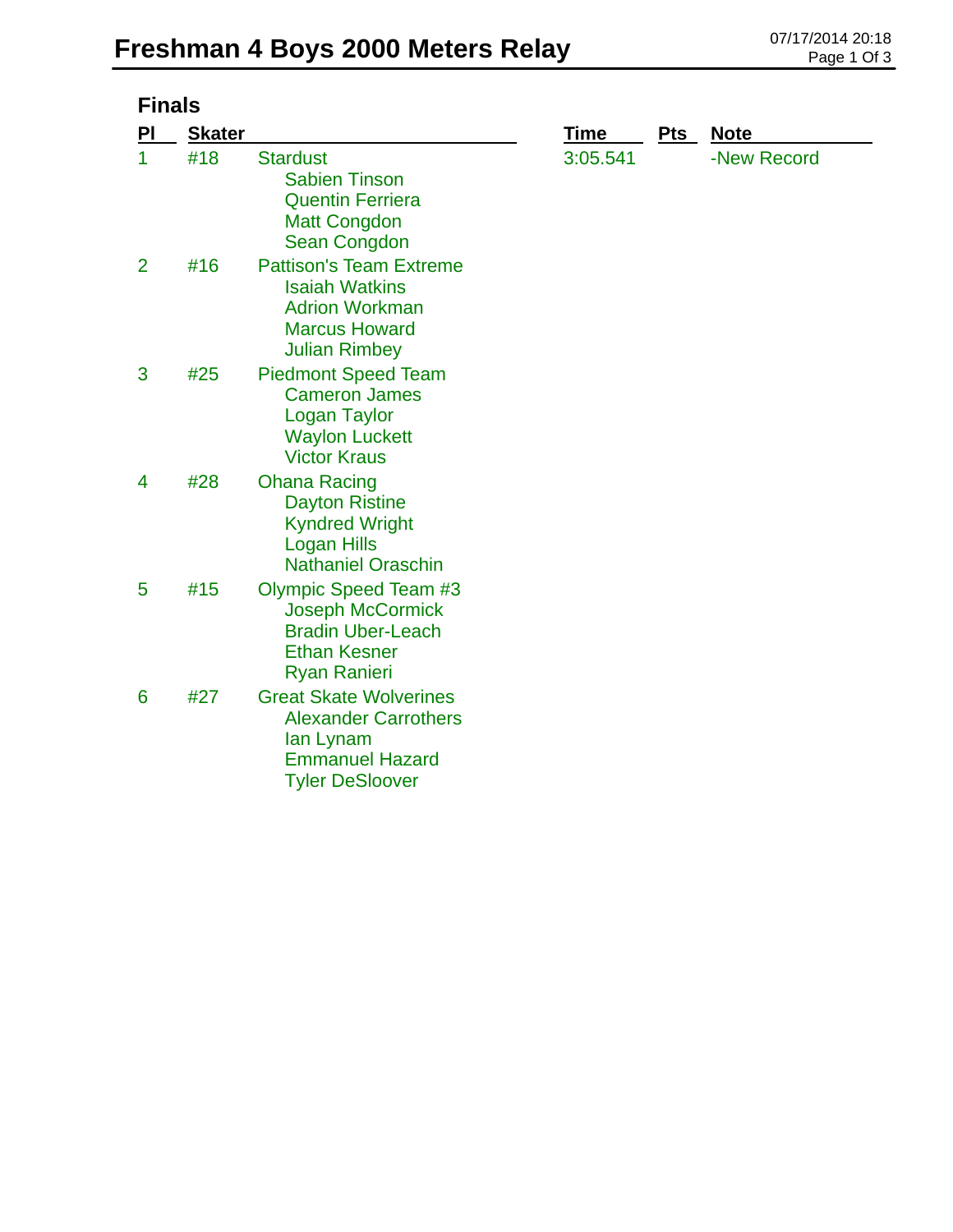# Freshman 4 Boys 2000 Meters Relay

07/17/2014 20:18

## Finals

| Pl | Skater | | Time | Pts | Note |
|---|---|---|---|---|---|
| 1 | #18 | Stardust<br>Sabien Tinson<br>Quentin Ferriera<br>Matt Congdon<br>Sean Congdon | 3:05.541 | | -New Record |
| 2 | #16 | Pattison's Team Extreme<br>Isaiah Watkins<br>Adrion Workman<br>Marcus Howard<br>Julian Rimbey | | | |
| 3 | #25 | Piedmont Speed Team<br>Cameron James<br>Logan Taylor<br>Waylon Luckett<br>Victor Kraus | | | |
| 4 | #28 | Ohana Racing<br>Dayton Ristine<br>Kyndred Wright<br>Logan Hills<br>Nathaniel Oraschin | | | |
| 5 | #15 | Olympic Speed Team #3<br>Joseph McCormick<br>Bradin Uber-Leach<br>Ethan Kesner<br>Ryan Ranieri | | | |
| 6 | #27 | Great Skate Wolverines<br>Alexander Carrothers<br>Ian Lynam<br>Emmanuel Hazard<br>Tyler DeSloover | | | |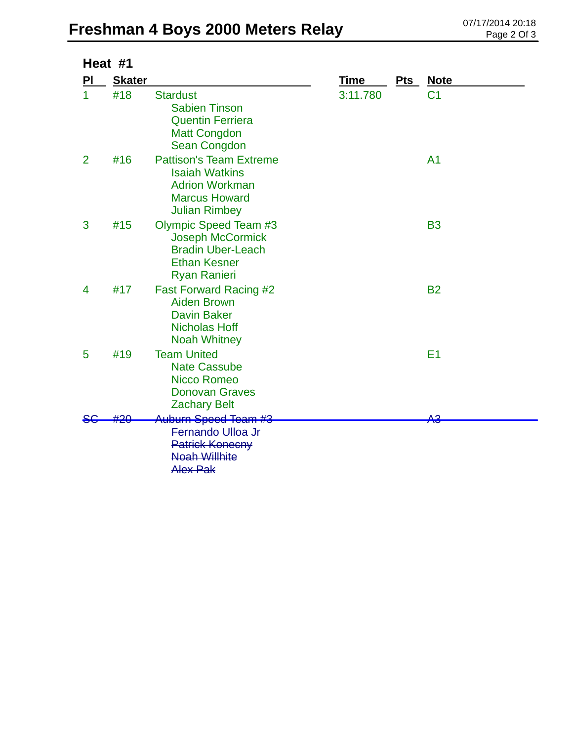# Freshman 4 Boys 2000 Meters Relay

## Heat #1

| Pl | Skater | | Time | Pts | Note |
|---|---|---|---|---|---|
| 1 | #18 | Stardust<br>Sabien Tinson<br>Quentin Ferriera<br>Matt Congdon<br>Sean Congdon | 3:11.780 | | C1 |
| 2 | #16 | Pattison's Team Extreme<br>Isaiah Watkins<br>Adrion Workman<br>Marcus Howard<br>Julian Rimbey | | | A1 |
| 3 | #15 | Olympic Speed Team #3<br>Joseph McCormick<br>Bradin Uber-Leach<br>Ethan Kesner<br>Ryan Ranieri | | | B3 |
| 4 | #17 | Fast Forward Racing #2<br>Aiden Brown<br>Davin Baker<br>Nicholas Hoff<br>Noah Whitney | | | B2 |
| 5 | #19 | Team United<br>Nate Cassube<br>Nicco Romeo<br>Donovan Graves<br>Zachary Belt | | | E1 |
| ~~SC~~ | ~~#20~~ | ~~Auburn Speed Team #3~~<br>~~Fernando Ulloa Jr~~<br>~~Patrick Konecny~~<br>~~Noah Willhite~~<br>~~Alex Pak~~ | | | ~~A3~~ |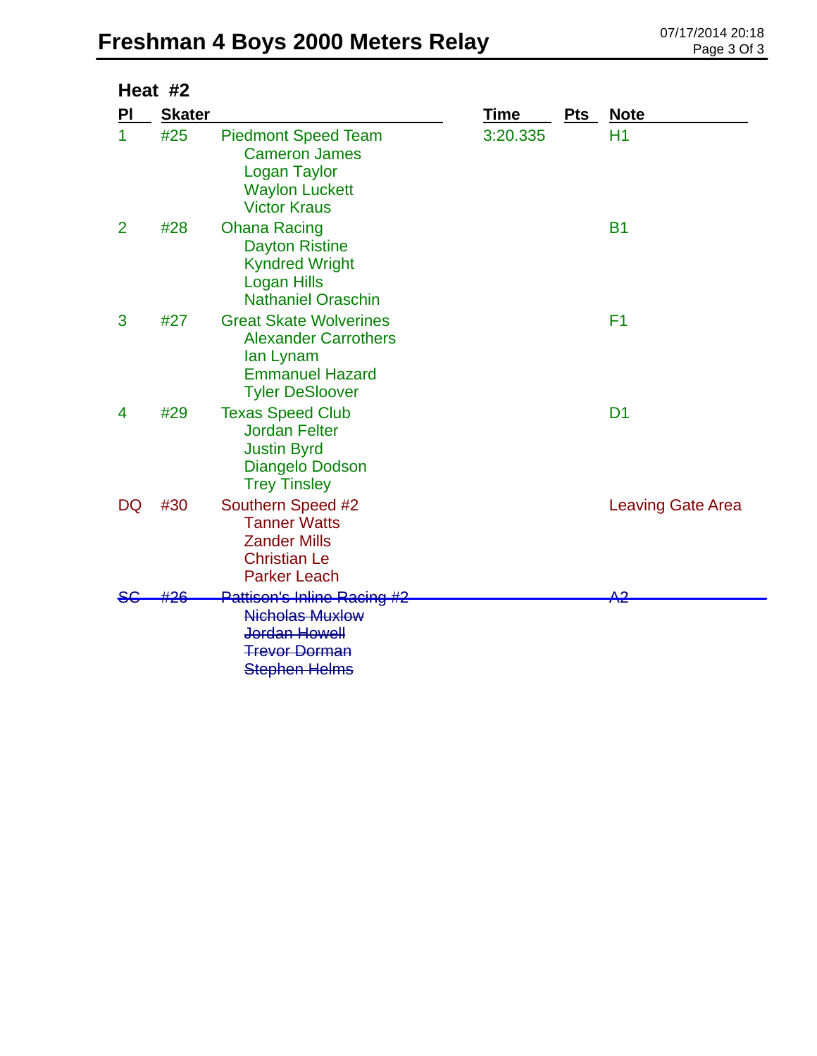# Freshman 4 Boys 2000 Meters Relay

07/17/2014 20:18

## Heat #2

| Pl | Skater | | Time | Pts | Note |
|---|---|---|---|---|---|
| 1 | #25 | Piedmont Speed Team<br>Cameron James<br>Logan Taylor<br>Waylon Luckett<br>Victor Kraus | 3:20.335 | | H1 |
| 2 | #28 | Ohana Racing<br>Dayton Ristine<br>Kyndred Wright<br>Logan Hills<br>Nathaniel Oraschin | | | B1 |
| 3 | #27 | Great Skate Wolverines<br>Alexander Carrothers<br>Ian Lynam<br>Emmanuel Hazard<br>Tyler DeSloover | | | F1 |
| 4 | #29 | Texas Speed Club<br>Jordan Felter<br>Justin Byrd<br>Diangelo Dodson<br>Trey Tinsley | | | D1 |
| DQ | #30 | Southern Speed #2<br>Tanner Watts<br>Zander Mills<br>Christian Le<br>Parker Leach | | | Leaving Gate Area |
| ~~SC~~ | ~~#26~~ | ~~Pattison's Inline Racing #2~~<br>~~Nicholas Muxlow~~<br>~~Jordan Howell~~<br>~~Trevor Dorman~~<br>~~Stephen Helms~~ | | | ~~A2~~ |